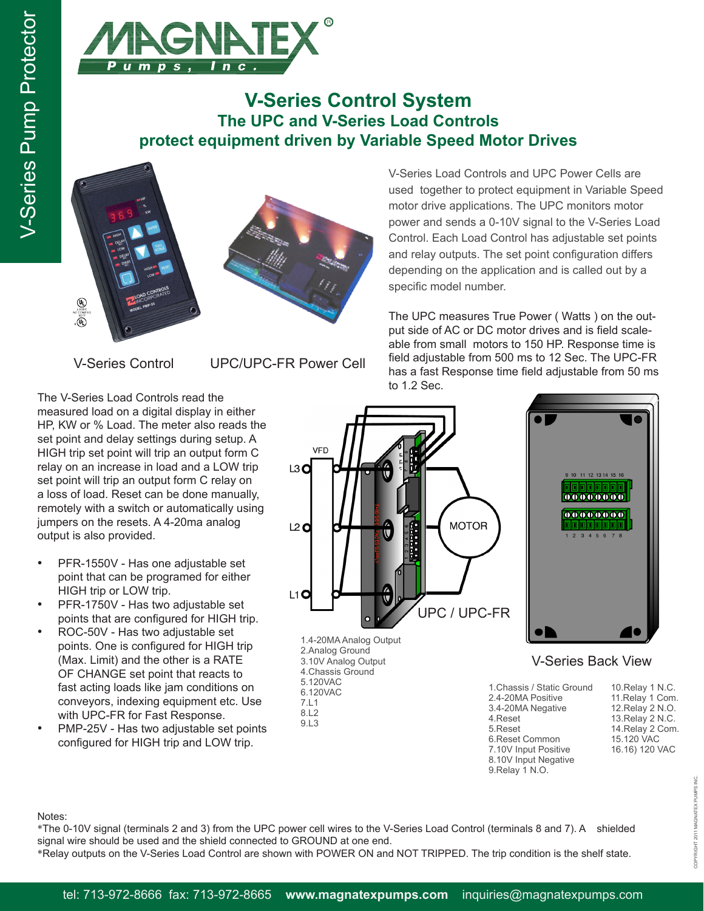# V-Series Control System

## The UPC and V-Series Load Controls protect equipment driven by Variable Speed Motor Drives

V-Series Control

UPC/UPC-FR Power Cell

V-Series Load Controls and UPC Power Cells are used together to protect equipment in Variable Speed motor drive applications. The UPC monitors motor power and sends a 0-10V signal to the V-Series Load Control. Each Load Control has adjustable set points and relay outputs. The set point configuration differs depending on the application and is called out by a specific model number.

The UPC measures True Power ( Watts ) on the output side of AC or DC motor drives and is field scaleable from small motors to 150 HP. Response time is field adjustable from 500 ms to 12 Sec. The UPC-FR has a fast Response time field adjustable from 50 ms to 1.2 Sec.

The V-Series Load Controls read the measured load on a digital display in either HP, KW or % Load. The meter also reads the set point and delay settings during setup. A HIGH trip set point will trip an output form C relay on an increase in load and a LOW trip set point will trip an output form C relay on a loss of load. Reset can be done manually, remotely with a switch or automatically using jumpers on the resets. A 4-20ma analog output is also provided.

- PFR-1550V - Has one adjustable set point that can be programed for either HIGH trip or LOW trip.
- PFR-1750V - Has two adjustable set points that are configured for HIGH trip.
- ROC-50V - Has two adjustable set points. One is configured for HIGH trip (Max. Limit) and the other is a RATE OF CHANGE set point that reacts to fast acting loads like jam conditions on conveyors, indexing equipment etc. Use with UPC-FR for Fast Response.
- PMP-25V - Has two adjustable set points configured for HIGH trip and LOW trip.

VFD, L1, L2, L3, MOTOR

UPC / UPC-FR

1.4-20MA Analog Output
2.Analog Ground
3.10V Analog Output
4.Chassis Ground
5.120VAC
6.120VAC
7.L1
8.L2
9.L3

V-Series Back View

1.Chassis / Static Ground
2.4-20MA Positive
3.4-20MA Negative
4.Reset
5.Reset
6.Reset Common
7.10V Input Positive
8.10V Input Negative
9.Relay 1 N.O.
10.Relay 1 N.C.
11.Relay 1 Com.
12.Relay 2 N.O.
13.Relay 2 N.C.
14.Relay 2 Com.
15.120 VAC
16.16) 120 VAC

Notes:
*The 0-10V signal (terminals 2 and 3) from the UPC power cell wires to the V-Series Load Control (terminals 8 and 7). A shielded signal wire should be used and the shield connected to GROUND at one end.
*Relay outputs on the V-Series Load Control are shown with POWER ON and NOT TRIPPED. The trip condition is the shelf state.

tel: 713-972-8666 fax: 713-972-8665 www.magnatexpumps.com inquiries@magnatexpumps.com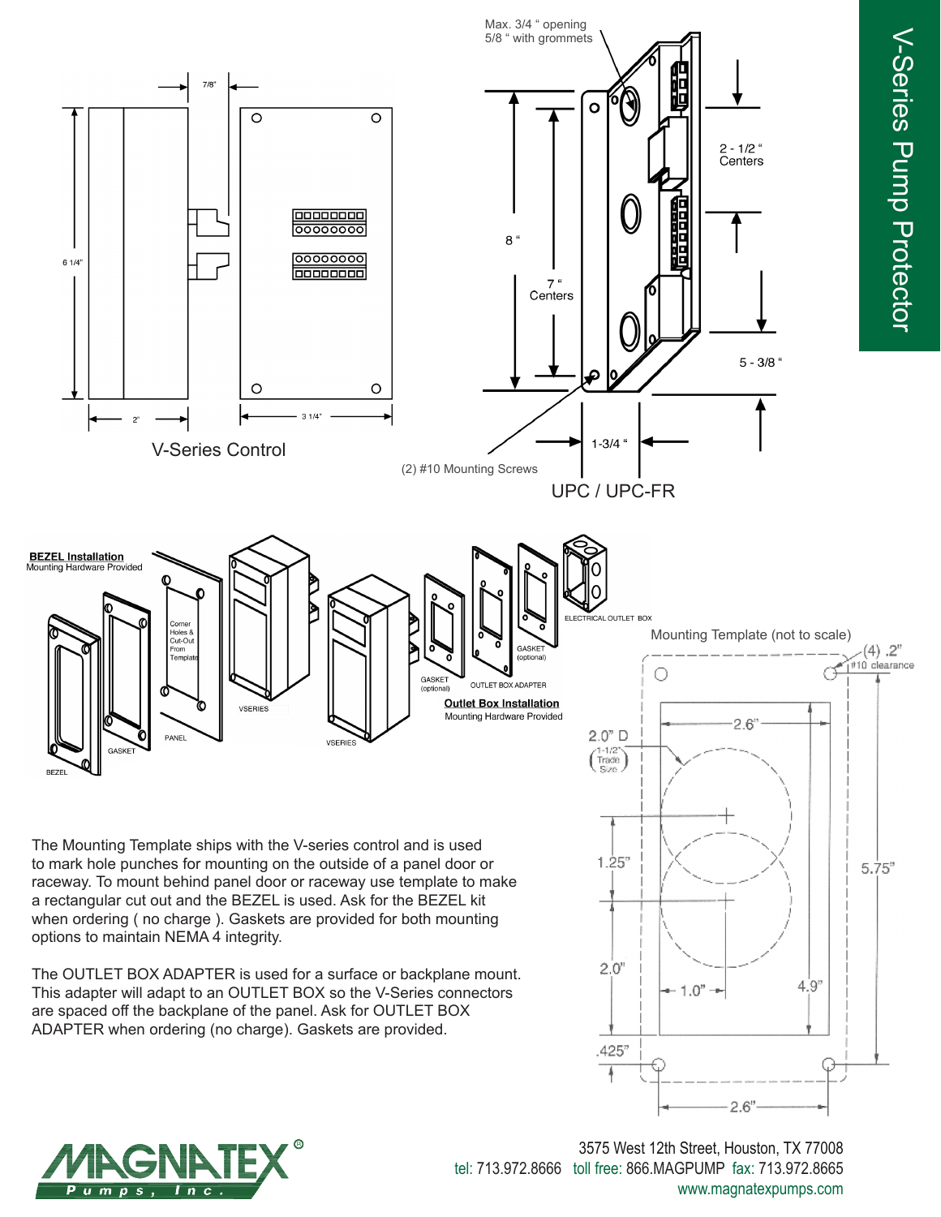# V-Series Pump Protector

7/8"

6 1/4"

2"

3 1/4"

V-Series Control

Max. 3/4 " opening
5/8 " with grommets

8 "

7 "
Centers

2 - 1/2 "
Centers

5 - 3/8 "

1-3/4 "

(2) #10 Mounting Screws

UPC / UPC-FR

**BEZEL Installation**
Mounting Hardware Provided

BEZEL

GASKET

Corner Holes & Cut-Out From Template

PANEL

VSERIES

VSERIES

GASKET (optional)

OUTLET BOX ADAPTER

GASKET (optional)

ELECTRICAL OUTLET BOX

**Outlet Box Installation**
Mounting Hardware Provided

Mounting Template (not to scale)

(4) .2"
#10 clearance

2.6"

2.0" D
(1-1/2" Trade Size)

1.25"

2.0"

1.0"

4.9"

5.75"

.425"

2.6"

The Mounting Template ships with the V-series control and is used to mark hole punches for mounting on the outside of a panel door or raceway. To mount behind panel door or raceway use template to make a rectangular cut out and the BEZEL is used. Ask for the BEZEL kit when ordering ( no charge ). Gaskets are provided for both mounting options to maintain NEMA 4 integrity.

The OUTLET BOX ADAPTER is used for a surface or backplane mount. This adapter will adapt to an OUTLET BOX so the V-Series connectors are spaced off the backplane of the panel. Ask for OUTLET BOX ADAPTER when ordering (no charge). Gaskets are provided.

MAGNATEX®
Pumps, Inc.

3575 West 12th Street, Houston, TX 77008
tel: 713.972.8666 toll free: 866.MAGPUMP fax: 713.972.8665
www.magnatexpumps.com